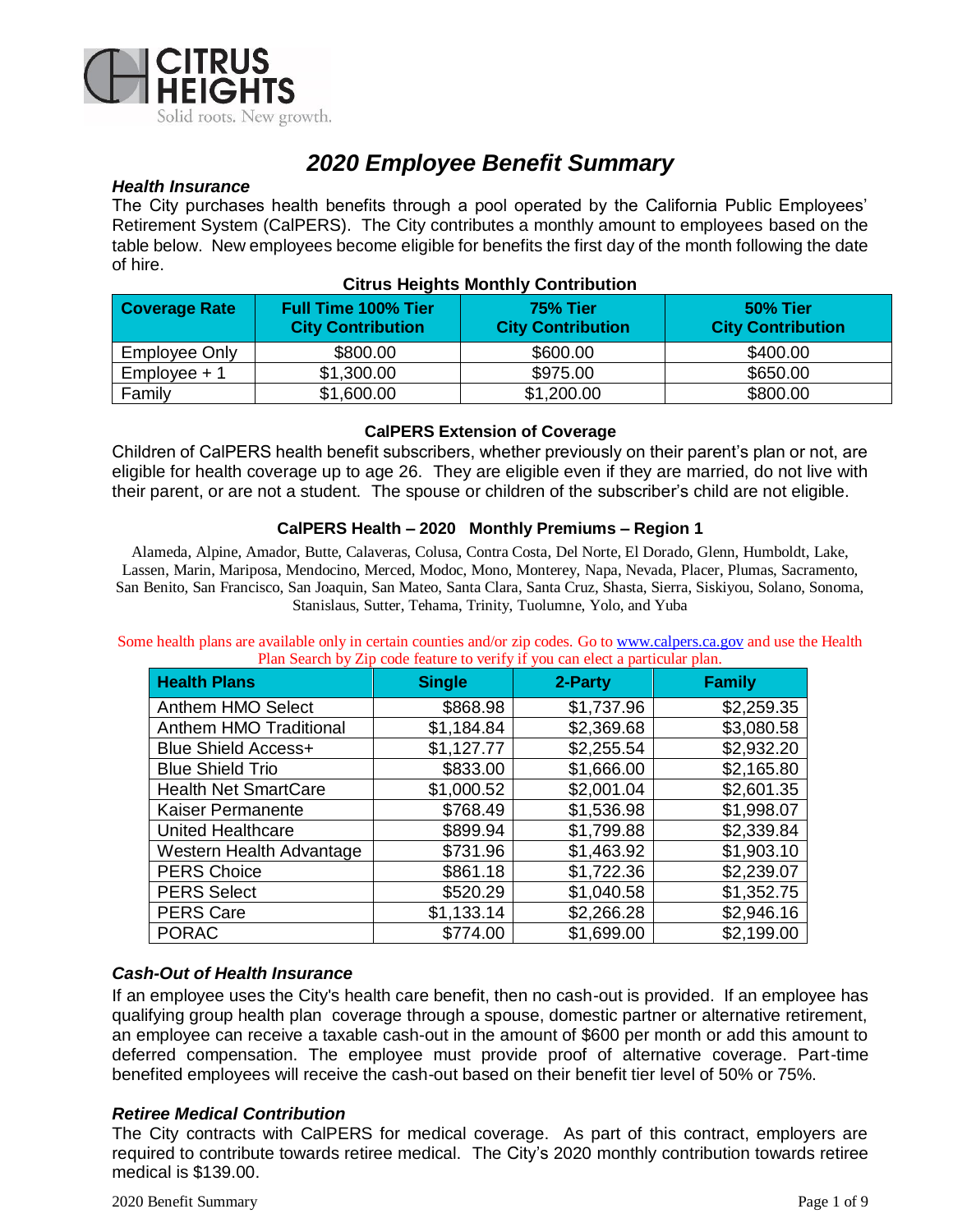CITRUS HEIGHTS
Solid roots. New growth.

# 2020 Employee Benefit Summary

### *Health Insurance*

The City purchases health benefits through a pool operated by the California Public Employees' Retirement System (CalPERS). The City contributes a monthly amount to employees based on the table below. New employees become eligible for benefits the first day of the month following the date of hire.

**Citrus Heights Monthly Contribution**

| Coverage Rate | Full Time 100% Tier City Contribution | 75% Tier City Contribution | 50% Tier City Contribution |
|---|---|---|---|
| Employee Only | $800.00 | $600.00 | $400.00 |
| Employee + 1 | $1,300.00 | $975.00 | $650.00 |
| Family | $1,600.00 | $1,200.00 | $800.00 |

**CalPERS Extension of Coverage**

Children of CalPERS health benefit subscribers, whether previously on their parent's plan or not, are eligible for health coverage up to age 26. They are eligible even if they are married, do not live with their parent, or are not a student. The spouse or children of the subscriber's child are not eligible.

**CalPERS Health – 2020 Monthly Premiums – Region 1**

Alameda, Alpine, Amador, Butte, Calaveras, Colusa, Contra Costa, Del Norte, El Dorado, Glenn, Humboldt, Lake, Lassen, Marin, Mariposa, Mendocino, Merced, Modoc, Mono, Monterey, Napa, Nevada, Placer, Plumas, Sacramento, San Benito, San Francisco, San Joaquin, San Mateo, Santa Clara, Santa Cruz, Shasta, Sierra, Siskiyou, Solano, Sonoma, Stanislaus, Sutter, Tehama, Trinity, Tuolumne, Yolo, and Yuba

Some health plans are available only in certain counties and/or zip codes. Go to www.calpers.ca.gov and use the Health Plan Search by Zip code feature to verify if you can elect a particular plan.

| Health Plans | Single | 2-Party | Family |
|---|---|---|---|
| Anthem HMO Select | $868.98 | $1,737.96 | $2,259.35 |
| Anthem HMO Traditional | $1,184.84 | $2,369.68 | $3,080.58 |
| Blue Shield Access+ | $1,127.77 | $2,255.54 | $2,932.20 |
| Blue Shield Trio | $833.00 | $1,666.00 | $2,165.80 |
| Health Net SmartCare | $1,000.52 | $2,001.04 | $2,601.35 |
| Kaiser Permanente | $768.49 | $1,536.98 | $1,998.07 |
| United Healthcare | $899.94 | $1,799.88 | $2,339.84 |
| Western Health Advantage | $731.96 | $1,463.92 | $1,903.10 |
| PERS Choice | $861.18 | $1,722.36 | $2,239.07 |
| PERS Select | $520.29 | $1,040.58 | $1,352.75 |
| PERS Care | $1,133.14 | $2,266.28 | $2,946.16 |
| PORAC | $774.00 | $1,699.00 | $2,199.00 |

### *Cash-Out of Health Insurance*

If an employee uses the City's health care benefit, then no cash-out is provided. If an employee has qualifying group health plan coverage through a spouse, domestic partner or alternative retirement, an employee can receive a taxable cash-out in the amount of $600 per month or add this amount to deferred compensation. The employee must provide proof of alternative coverage. Part-time benefited employees will receive the cash-out based on their benefit tier level of 50% or 75%.

### *Retiree Medical Contribution*

The City contracts with CalPERS for medical coverage. As part of this contract, employers are required to contribute towards retiree medical. The City's 2020 monthly contribution towards retiree medical is $139.00.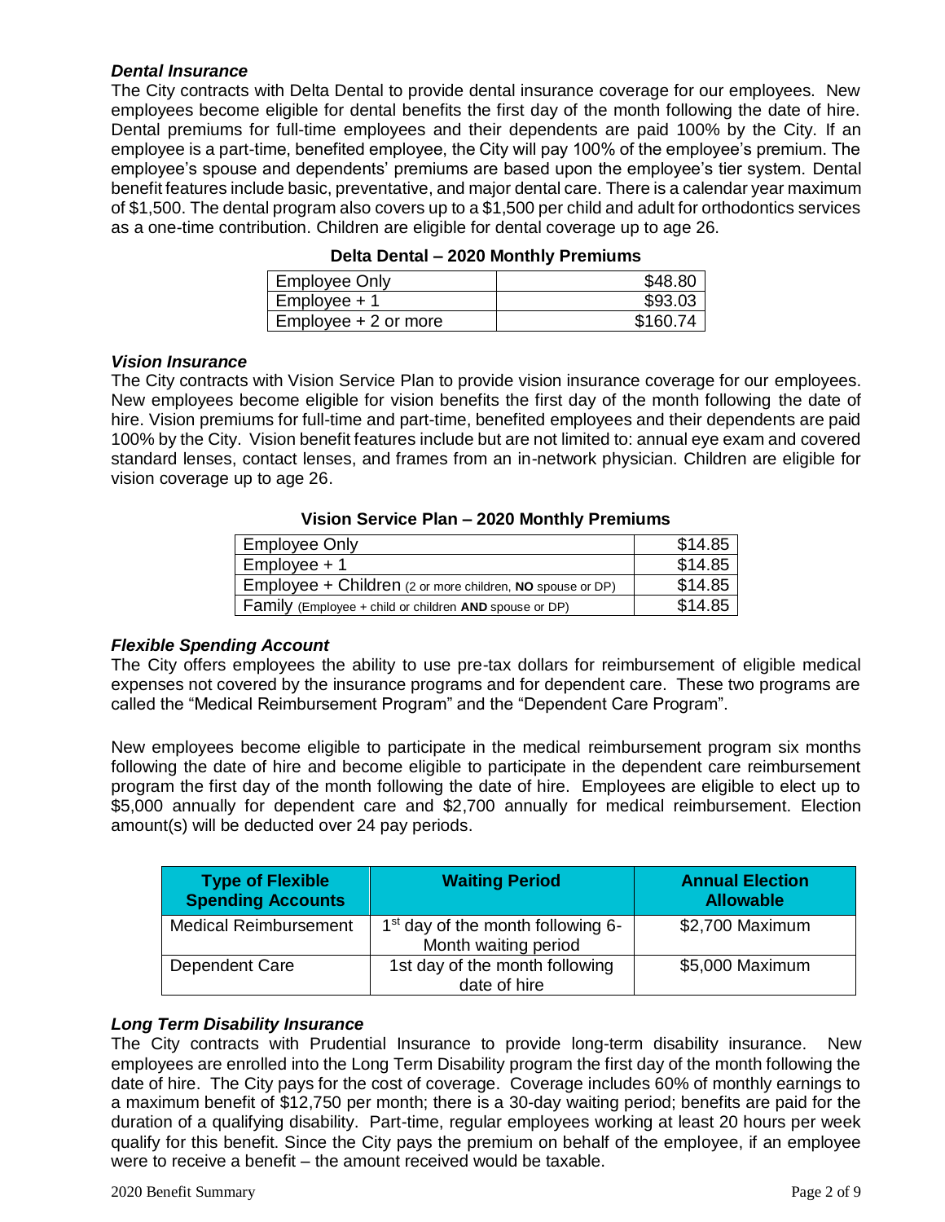### *Dental Insurance*

The City contracts with Delta Dental to provide dental insurance coverage for our employees. New employees become eligible for dental benefits the first day of the month following the date of hire. Dental premiums for full-time employees and their dependents are paid 100% by the City. If an employee is a part-time, benefited employee, the City will pay 100% of the employee's premium. The employee's spouse and dependents' premiums are based upon the employee's tier system. Dental benefit features include basic, preventative, and major dental care. There is a calendar year maximum of $1,500. The dental program also covers up to a $1,500 per child and adult for orthodontics services as a one-time contribution. Children are eligible for dental coverage up to age 26.

**Delta Dental – 2020 Monthly Premiums**

| | |
|---|---|
| Employee Only | $48.80 |
| Employee + 1 | $93.03 |
| Employee + 2 or more | $160.74 |

### *Vision Insurance*

The City contracts with Vision Service Plan to provide vision insurance coverage for our employees. New employees become eligible for vision benefits the first day of the month following the date of hire. Vision premiums for full-time and part-time, benefited employees and their dependents are paid 100% by the City. Vision benefit features include but are not limited to: annual eye exam and covered standard lenses, contact lenses, and frames from an in-network physician. Children are eligible for vision coverage up to age 26.

**Vision Service Plan – 2020 Monthly Premiums**

| | |
|---|---|
| Employee Only | $14.85 |
| Employee + 1 | $14.85 |
| Employee + Children (2 or more children, **NO** spouse or DP) | $14.85 |
| Family (Employee + child or children **AND** spouse or DP) | $14.85 |

### *Flexible Spending Account*

The City offers employees the ability to use pre-tax dollars for reimbursement of eligible medical expenses not covered by the insurance programs and for dependent care. These two programs are called the "Medical Reimbursement Program" and the "Dependent Care Program".

New employees become eligible to participate in the medical reimbursement program six months following the date of hire and become eligible to participate in the dependent care reimbursement program the first day of the month following the date of hire. Employees are eligible to elect up to $5,000 annually for dependent care and $2,700 annually for medical reimbursement. Election amount(s) will be deducted over 24 pay periods.

| Type of Flexible Spending Accounts | Waiting Period | Annual Election Allowable |
|---|---|---|
| Medical Reimbursement | 1st day of the month following 6-Month waiting period | $2,700 Maximum |
| Dependent Care | 1st day of the month following date of hire | $5,000 Maximum |

### *Long Term Disability Insurance*

The City contracts with Prudential Insurance to provide long-term disability insurance. New employees are enrolled into the Long Term Disability program the first day of the month following the date of hire. The City pays for the cost of coverage. Coverage includes 60% of monthly earnings to a maximum benefit of $12,750 per month; there is a 30-day waiting period; benefits are paid for the duration of a qualifying disability. Part-time, regular employees working at least 20 hours per week qualify for this benefit. Since the City pays the premium on behalf of the employee, if an employee were to receive a benefit – the amount received would be taxable.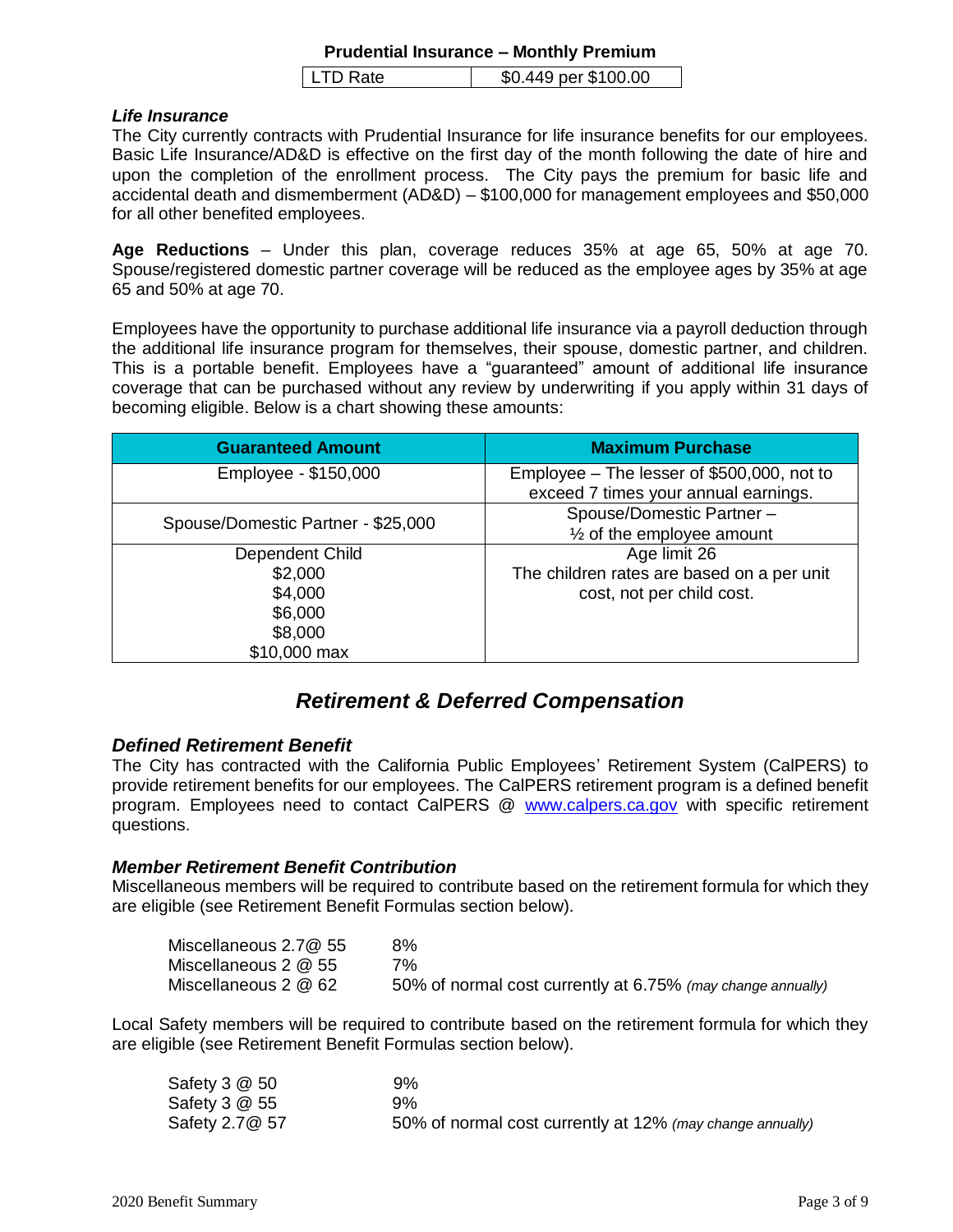**Prudential Insurance – Monthly Premium**

| LTD Rate | $0.449 per $100.00 |
|---|---|

### *Life Insurance*

The City currently contracts with Prudential Insurance for life insurance benefits for our employees. Basic Life Insurance/AD&D is effective on the first day of the month following the date of hire and upon the completion of the enrollment process. The City pays the premium for basic life and accidental death and dismemberment (AD&D) – $100,000 for management employees and $50,000 for all other benefited employees.

**Age Reductions** – Under this plan, coverage reduces 35% at age 65, 50% at age 70. Spouse/registered domestic partner coverage will be reduced as the employee ages by 35% at age 65 and 50% at age 70.

Employees have the opportunity to purchase additional life insurance via a payroll deduction through the additional life insurance program for themselves, their spouse, domestic partner, and children. This is a portable benefit. Employees have a "guaranteed" amount of additional life insurance coverage that can be purchased without any review by underwriting if you apply within 31 days of becoming eligible. Below is a chart showing these amounts:

| Guaranteed Amount | Maximum Purchase |
|---|---|
| Employee - $150,000 | Employee – The lesser of $500,000, not to exceed 7 times your annual earnings. |
| Spouse/Domestic Partner - $25,000 | Spouse/Domestic Partner – ½ of the employee amount |
| Dependent Child<br>$2,000<br>$4,000<br>$6,000<br>$8,000<br>$10,000 max | Age limit 26<br>The children rates are based on a per unit cost, not per child cost. |

## *Retirement & Deferred Compensation*

### *Defined Retirement Benefit*

The City has contracted with the California Public Employees' Retirement System (CalPERS) to provide retirement benefits for our employees. The CalPERS retirement program is a defined benefit program. Employees need to contact CalPERS @ www.calpers.ca.gov with specific retirement questions.

### *Member Retirement Benefit Contribution*

Miscellaneous members will be required to contribute based on the retirement formula for which they are eligible (see Retirement Benefit Formulas section below).

| | |
|---|---|
| Miscellaneous 2.7@ 55 | 8% |
| Miscellaneous 2 @ 55 | 7% |
| Miscellaneous 2 @ 62 | 50% of normal cost currently at 6.75% *(may change annually)* |

Local Safety members will be required to contribute based on the retirement formula for which they are eligible (see Retirement Benefit Formulas section below).

| | |
|---|---|
| Safety 3 @ 50 | 9% |
| Safety 3 @ 55 | 9% |
| Safety 2.7@ 57 | 50% of normal cost currently at 12% *(may change annually)* |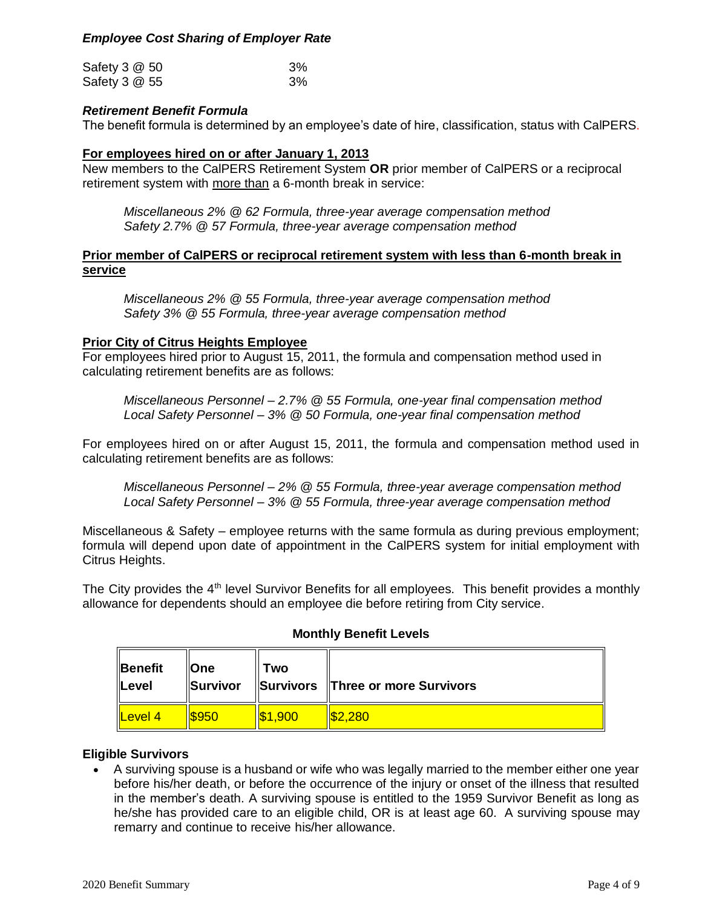### *Employee Cost Sharing of Employer Rate*

| | |
|---|---|
| Safety 3 @ 50 | 3% |
| Safety 3 @ 55 | 3% |

### *Retirement Benefit Formula*

The benefit formula is determined by an employee's date of hire, classification, status with CalPERS.

**For employees hired on or after January 1, 2013**

New members to the CalPERS Retirement System **OR** prior member of CalPERS or a reciprocal retirement system with more than a 6-month break in service:

> *Miscellaneous 2% @ 62 Formula, three-year average compensation method*
> *Safety 2.7% @ 57 Formula, three-year average compensation method*

**Prior member of CalPERS or reciprocal retirement system with less than 6-month break in service**

> *Miscellaneous 2% @ 55 Formula, three-year average compensation method*
> *Safety 3% @ 55 Formula, three-year average compensation method*

**Prior City of Citrus Heights Employee**

For employees hired prior to August 15, 2011, the formula and compensation method used in calculating retirement benefits are as follows:

> *Miscellaneous Personnel – 2.7% @ 55 Formula, one-year final compensation method*
> *Local Safety Personnel – 3% @ 50 Formula, one-year final compensation method*

For employees hired on or after August 15, 2011, the formula and compensation method used in calculating retirement benefits are as follows:

> *Miscellaneous Personnel – 2% @ 55 Formula, three-year average compensation method*
> *Local Safety Personnel – 3% @ 55 Formula, three-year average compensation method*

Miscellaneous & Safety – employee returns with the same formula as during previous employment; formula will depend upon date of appointment in the CalPERS system for initial employment with Citrus Heights.

The City provides the 4th level Survivor Benefits for all employees. This benefit provides a monthly allowance for dependents should an employee die before retiring from City service.

**Monthly Benefit Levels**

| Benefit Level | One Survivor | Two Survivors | Three or more Survivors |
|---|---|---|---|
| Level 4 | $950 | $1,900 | $2,280 |

**Eligible Survivors**

- A surviving spouse is a husband or wife who was legally married to the member either one year before his/her death, or before the occurrence of the injury or onset of the illness that resulted in the member's death. A surviving spouse is entitled to the 1959 Survivor Benefit as long as he/she has provided care to an eligible child, OR is at least age 60. A surviving spouse may remarry and continue to receive his/her allowance.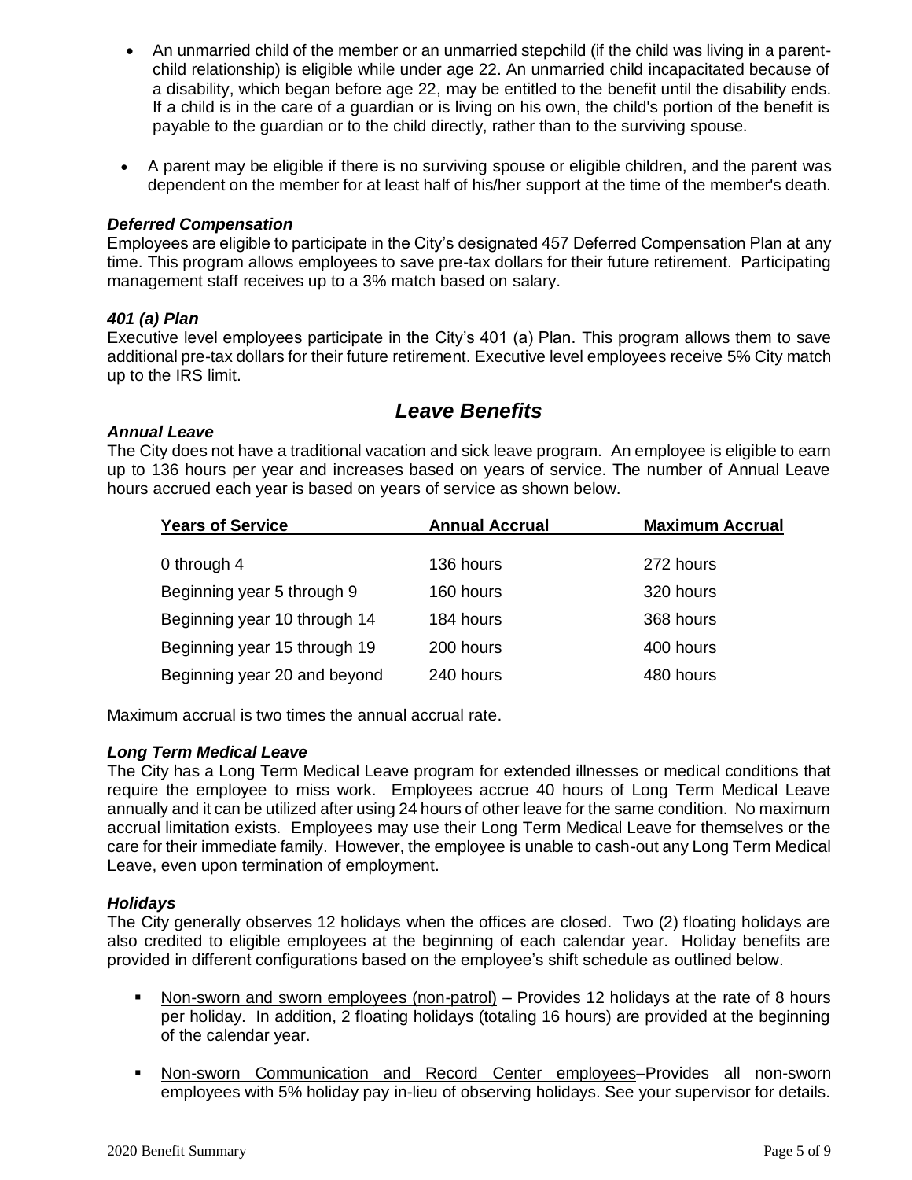- An unmarried child of the member or an unmarried stepchild (if the child was living in a parent-child relationship) is eligible while under age 22. An unmarried child incapacitated because of a disability, which began before age 22, may be entitled to the benefit until the disability ends. If a child is in the care of a guardian or is living on his own, the child's portion of the benefit is payable to the guardian or to the child directly, rather than to the surviving spouse.

- A parent may be eligible if there is no surviving spouse or eligible children, and the parent was dependent on the member for at least half of his/her support at the time of the member's death.

### *Deferred Compensation*

Employees are eligible to participate in the City's designated 457 Deferred Compensation Plan at any time. This program allows employees to save pre-tax dollars for their future retirement. Participating management staff receives up to a 3% match based on salary.

### *401 (a) Plan*

Executive level employees participate in the City's 401 (a) Plan. This program allows them to save additional pre-tax dollars for their future retirement. Executive level employees receive 5% City match up to the IRS limit.

## *Leave Benefits*

### *Annual Leave*

The City does not have a traditional vacation and sick leave program. An employee is eligible to earn up to 136 hours per year and increases based on years of service. The number of Annual Leave hours accrued each year is based on years of service as shown below.

| Years of Service | Annual Accrual | Maximum Accrual |
|---|---|---|
| 0 through 4 | 136 hours | 272 hours |
| Beginning year 5 through 9 | 160 hours | 320 hours |
| Beginning year 10 through 14 | 184 hours | 368 hours |
| Beginning year 15 through 19 | 200 hours | 400 hours |
| Beginning year 20 and beyond | 240 hours | 480 hours |

Maximum accrual is two times the annual accrual rate.

### *Long Term Medical Leave*

The City has a Long Term Medical Leave program for extended illnesses or medical conditions that require the employee to miss work. Employees accrue 40 hours of Long Term Medical Leave annually and it can be utilized after using 24 hours of other leave for the same condition. No maximum accrual limitation exists. Employees may use their Long Term Medical Leave for themselves or the care for their immediate family. However, the employee is unable to cash-out any Long Term Medical Leave, even upon termination of employment.

### *Holidays*

The City generally observes 12 holidays when the offices are closed. Two (2) floating holidays are also credited to eligible employees at the beginning of each calendar year. Holiday benefits are provided in different configurations based on the employee's shift schedule as outlined below.

- Non-sworn and sworn employees (non-patrol) – Provides 12 holidays at the rate of 8 hours per holiday. In addition, 2 floating holidays (totaling 16 hours) are provided at the beginning of the calendar year.

- Non-sworn Communication and Record Center employees–Provides all non-sworn employees with 5% holiday pay in-lieu of observing holidays. See your supervisor for details.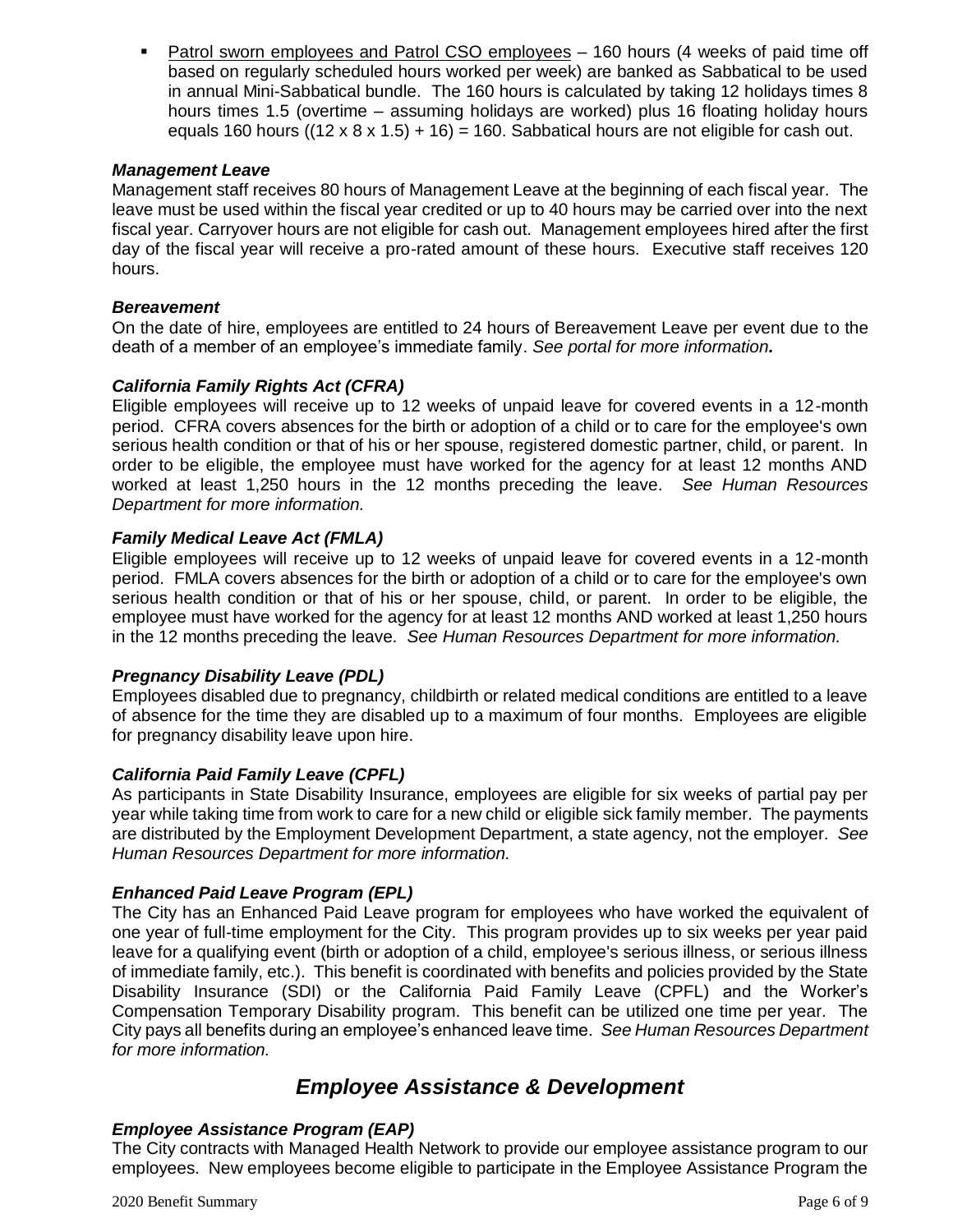- Patrol sworn employees and Patrol CSO employees – 160 hours (4 weeks of paid time off based on regularly scheduled hours worked per week) are banked as Sabbatical to be used in annual Mini-Sabbatical bundle. The 160 hours is calculated by taking 12 holidays times 8 hours times 1.5 (overtime – assuming holidays are worked) plus 16 floating holiday hours equals 160 hours $((12 \times 8 \times 1.5) + 16) = 160$. Sabbatical hours are not eligible for cash out.

### *Management Leave*

Management staff receives 80 hours of Management Leave at the beginning of each fiscal year. The leave must be used within the fiscal year credited or up to 40 hours may be carried over into the next fiscal year. Carryover hours are not eligible for cash out. Management employees hired after the first day of the fiscal year will receive a pro-rated amount of these hours. Executive staff receives 120 hours.

### *Bereavement*

On the date of hire, employees are entitled to 24 hours of Bereavement Leave per event due to the death of a member of an employee's immediate family. *See portal for more information.*

### *California Family Rights Act (CFRA)*

Eligible employees will receive up to 12 weeks of unpaid leave for covered events in a 12-month period. CFRA covers absences for the birth or adoption of a child or to care for the employee's own serious health condition or that of his or her spouse, registered domestic partner, child, or parent. In order to be eligible, the employee must have worked for the agency for at least 12 months AND worked at least 1,250 hours in the 12 months preceding the leave. *See Human Resources Department for more information.*

### *Family Medical Leave Act (FMLA)*

Eligible employees will receive up to 12 weeks of unpaid leave for covered events in a 12-month period. FMLA covers absences for the birth or adoption of a child or to care for the employee's own serious health condition or that of his or her spouse, child, or parent. In order to be eligible, the employee must have worked for the agency for at least 12 months AND worked at least 1,250 hours in the 12 months preceding the leave. *See Human Resources Department for more information.*

### *Pregnancy Disability Leave (PDL)*

Employees disabled due to pregnancy, childbirth or related medical conditions are entitled to a leave of absence for the time they are disabled up to a maximum of four months. Employees are eligible for pregnancy disability leave upon hire.

### *California Paid Family Leave (CPFL)*

As participants in State Disability Insurance, employees are eligible for six weeks of partial pay per year while taking time from work to care for a new child or eligible sick family member. The payments are distributed by the Employment Development Department, a state agency, not the employer. *See Human Resources Department for more information.*

### *Enhanced Paid Leave Program (EPL)*

The City has an Enhanced Paid Leave program for employees who have worked the equivalent of one year of full-time employment for the City. This program provides up to six weeks per year paid leave for a qualifying event (birth or adoption of a child, employee's serious illness, or serious illness of immediate family, etc.). This benefit is coordinated with benefits and policies provided by the State Disability Insurance (SDI) or the California Paid Family Leave (CPFL) and the Worker's Compensation Temporary Disability program. This benefit can be utilized one time per year. The City pays all benefits during an employee's enhanced leave time. *See Human Resources Department for more information.*

## *Employee Assistance & Development*

### *Employee Assistance Program (EAP)*

The City contracts with Managed Health Network to provide our employee assistance program to our employees. New employees become eligible to participate in the Employee Assistance Program the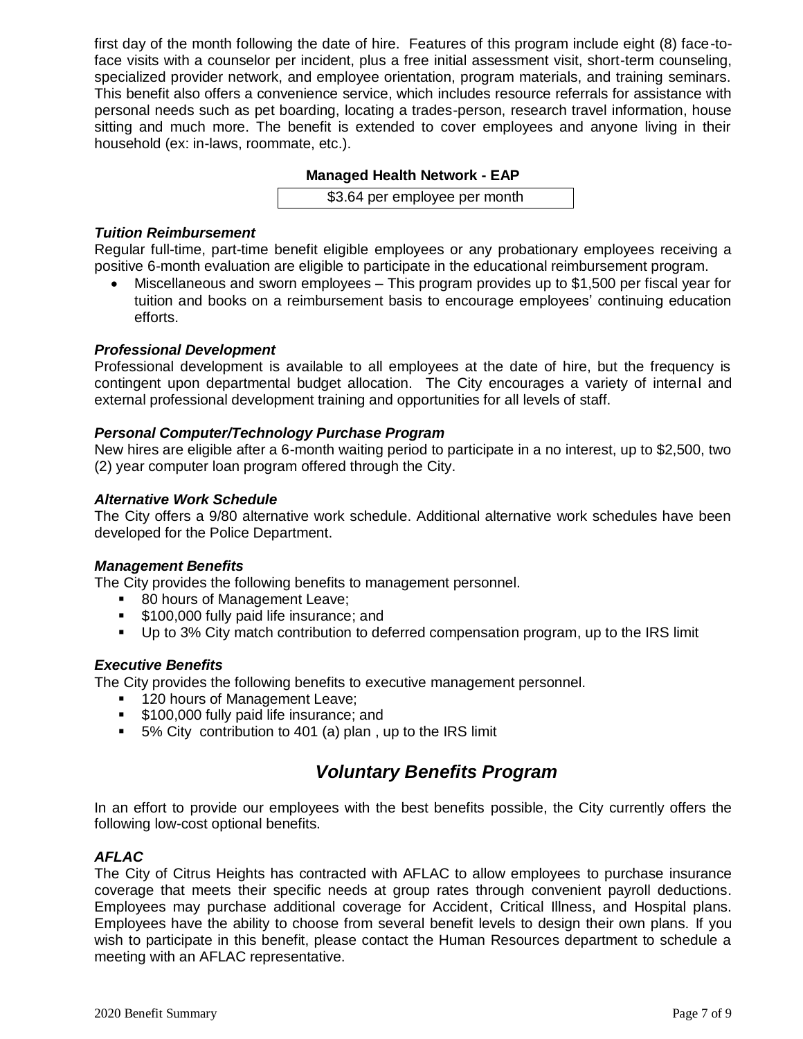first day of the month following the date of hire. Features of this program include eight (8) face-to-face visits with a counselor per incident, plus a free initial assessment visit, short-term counseling, specialized provider network, and employee orientation, program materials, and training seminars. This benefit also offers a convenience service, which includes resource referrals for assistance with personal needs such as pet boarding, locating a trades-person, research travel information, house sitting and much more. The benefit is extended to cover employees and anyone living in their household (ex: in-laws, roommate, etc.).

| Managed Health Network - EAP |
| --- |
| $3.64 per employee per month |

***Tuition Reimbursement***

Regular full-time, part-time benefit eligible employees or any probationary employees receiving a positive 6-month evaluation are eligible to participate in the educational reimbursement program.

- Miscellaneous and sworn employees – This program provides up to $1,500 per fiscal year for tuition and books on a reimbursement basis to encourage employees' continuing education efforts.

***Professional Development***

Professional development is available to all employees at the date of hire, but the frequency is contingent upon departmental budget allocation. The City encourages a variety of internal and external professional development training and opportunities for all levels of staff.

***Personal Computer/Technology Purchase Program***

New hires are eligible after a 6-month waiting period to participate in a no interest, up to $2,500, two (2) year computer loan program offered through the City.

***Alternative Work Schedule***

The City offers a 9/80 alternative work schedule. Additional alternative work schedules have been developed for the Police Department.

***Management Benefits***

The City provides the following benefits to management personnel.

- 80 hours of Management Leave;
- $100,000 fully paid life insurance; and
- Up to 3% City match contribution to deferred compensation program, up to the IRS limit

***Executive Benefits***

The City provides the following benefits to executive management personnel.

- 120 hours of Management Leave;
- $100,000 fully paid life insurance; and
- 5% City contribution to 401 (a) plan , up to the IRS limit

## *Voluntary Benefits Program*

In an effort to provide our employees with the best benefits possible, the City currently offers the following low-cost optional benefits.

***AFLAC***

The City of Citrus Heights has contracted with AFLAC to allow employees to purchase insurance coverage that meets their specific needs at group rates through convenient payroll deductions. Employees may purchase additional coverage for Accident, Critical Illness, and Hospital plans. Employees have the ability to choose from several benefit levels to design their own plans. If you wish to participate in this benefit, please contact the Human Resources department to schedule a meeting with an AFLAC representative.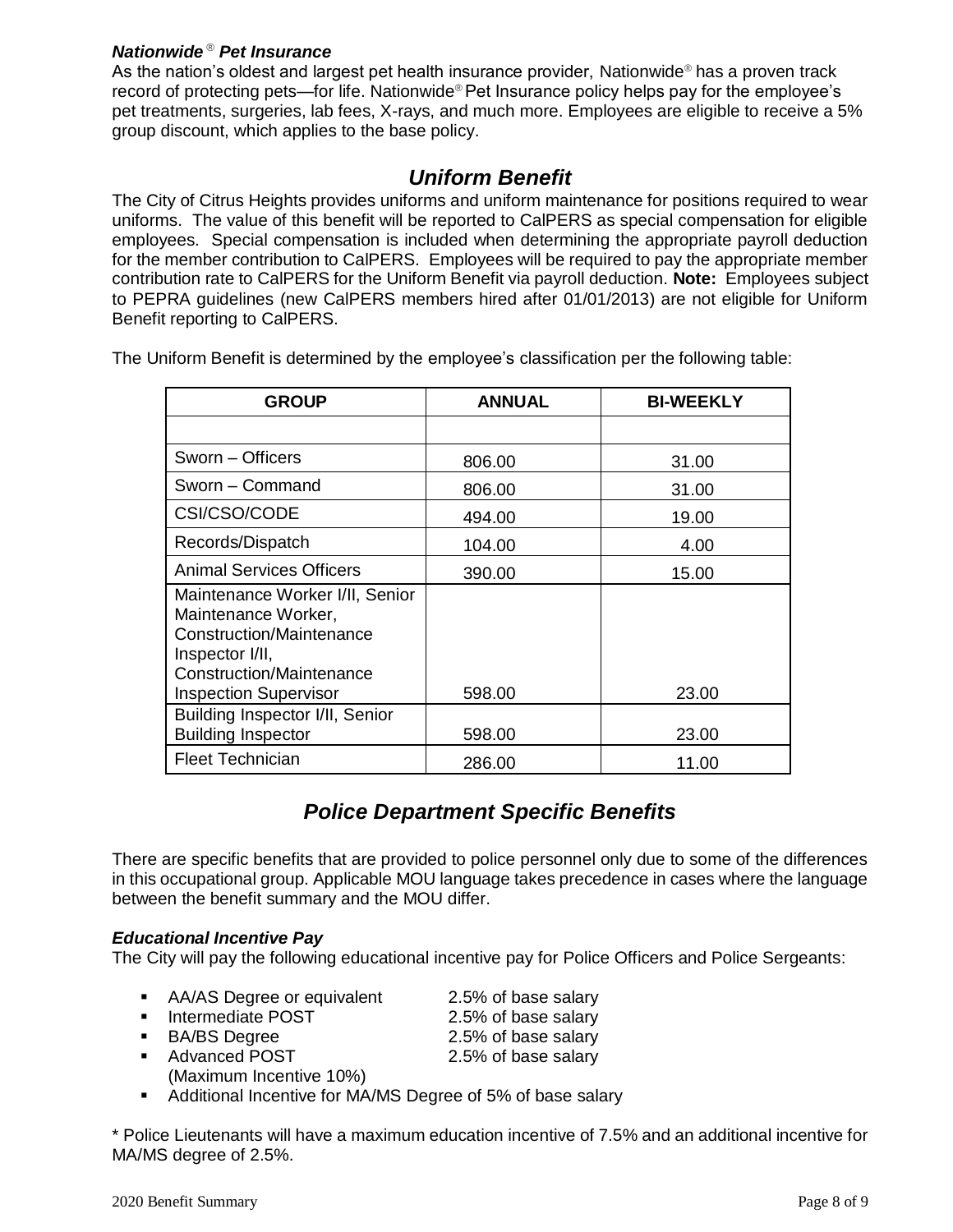### *Nationwide® Pet Insurance*

As the nation's oldest and largest pet health insurance provider, Nationwide® has a proven track record of protecting pets—for life. Nationwide® Pet Insurance policy helps pay for the employee's pet treatments, surgeries, lab fees, X-rays, and much more. Employees are eligible to receive a 5% group discount, which applies to the base policy.

## *Uniform Benefit*

The City of Citrus Heights provides uniforms and uniform maintenance for positions required to wear uniforms. The value of this benefit will be reported to CalPERS as special compensation for eligible employees. Special compensation is included when determining the appropriate payroll deduction for the member contribution to CalPERS. Employees will be required to pay the appropriate member contribution rate to CalPERS for the Uniform Benefit via payroll deduction. **Note:** Employees subject to PEPRA guidelines (new CalPERS members hired after 01/01/2013) are not eligible for Uniform Benefit reporting to CalPERS.

The Uniform Benefit is determined by the employee's classification per the following table:

| GROUP | ANNUAL | BI-WEEKLY |
|---|---|---|
| | | |
| Sworn – Officers | 806.00 | 31.00 |
| Sworn – Command | 806.00 | 31.00 |
| CSI/CSO/CODE | 494.00 | 19.00 |
| Records/Dispatch | 104.00 | 4.00 |
| Animal Services Officers | 390.00 | 15.00 |
| Maintenance Worker I/II, Senior Maintenance Worker, Construction/Maintenance Inspector I/II, Construction/Maintenance Inspection Supervisor | 598.00 | 23.00 |
| Building Inspector I/II, Senior Building Inspector | 598.00 | 23.00 |
| Fleet Technician | 286.00 | 11.00 |

## *Police Department Specific Benefits*

There are specific benefits that are provided to police personnel only due to some of the differences in this occupational group. Applicable MOU language takes precedence in cases where the language between the benefit summary and the MOU differ.

### *Educational Incentive Pay*

The City will pay the following educational incentive pay for Police Officers and Police Sergeants:

- AA/AS Degree or equivalent — 2.5% of base salary
- Intermediate POST — 2.5% of base salary
- BA/BS Degree — 2.5% of base salary
- Advanced POST — 2.5% of base salary
  (Maximum Incentive 10%)
- Additional Incentive for MA/MS Degree of 5% of base salary

\* Police Lieutenants will have a maximum education incentive of 7.5% and an additional incentive for MA/MS degree of 2.5%.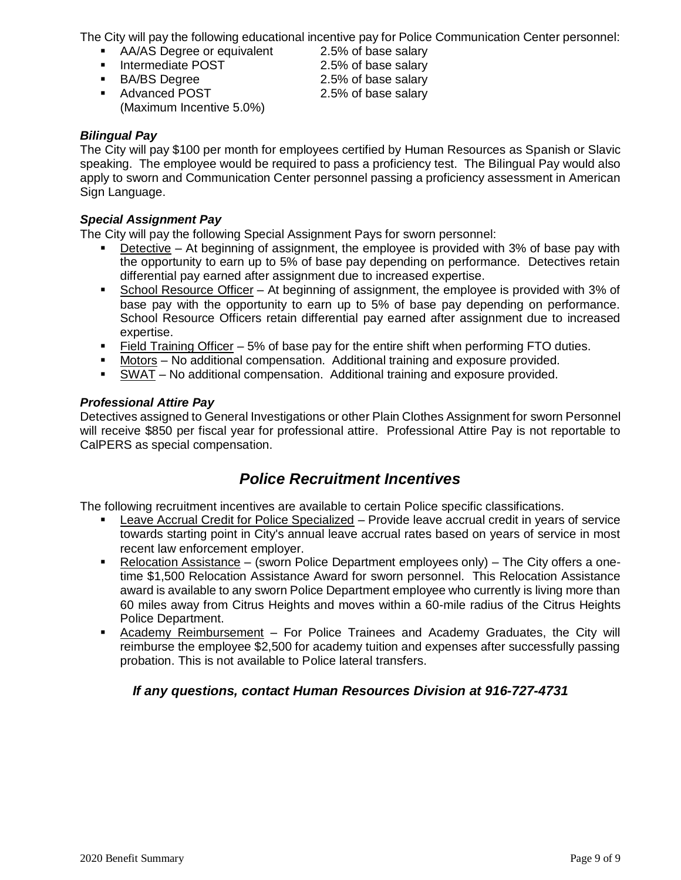The City will pay the following educational incentive pay for Police Communication Center personnel:

- AA/AS Degree or equivalent — 2.5% of base salary
- Intermediate POST — 2.5% of base salary
- BA/BS Degree — 2.5% of base salary
- Advanced POST — 2.5% of base salary
  (Maximum Incentive 5.0%)

### *Bilingual Pay*

The City will pay $100 per month for employees certified by Human Resources as Spanish or Slavic speaking. The employee would be required to pass a proficiency test. The Bilingual Pay would also apply to sworn and Communication Center personnel passing a proficiency assessment in American Sign Language.

### *Special Assignment Pay*

The City will pay the following Special Assignment Pays for sworn personnel:

- Detective – At beginning of assignment, the employee is provided with 3% of base pay with the opportunity to earn up to 5% of base pay depending on performance. Detectives retain differential pay earned after assignment due to increased expertise.
- School Resource Officer – At beginning of assignment, the employee is provided with 3% of base pay with the opportunity to earn up to 5% of base pay depending on performance. School Resource Officers retain differential pay earned after assignment due to increased expertise.
- Field Training Officer – 5% of base pay for the entire shift when performing FTO duties.
- Motors – No additional compensation. Additional training and exposure provided.
- SWAT – No additional compensation. Additional training and exposure provided.

### *Professional Attire Pay*

Detectives assigned to General Investigations or other Plain Clothes Assignment for sworn Personnel will receive $850 per fiscal year for professional attire. Professional Attire Pay is not reportable to CalPERS as special compensation.

## *Police Recruitment Incentives*

The following recruitment incentives are available to certain Police specific classifications.

- Leave Accrual Credit for Police Specialized – Provide leave accrual credit in years of service towards starting point in City's annual leave accrual rates based on years of service in most recent law enforcement employer.
- Relocation Assistance – (sworn Police Department employees only) – The City offers a one-time $1,500 Relocation Assistance Award for sworn personnel. This Relocation Assistance award is available to any sworn Police Department employee who currently is living more than 60 miles away from Citrus Heights and moves within a 60-mile radius of the Citrus Heights Police Department.
- Academy Reimbursement – For Police Trainees and Academy Graduates, the City will reimburse the employee $2,500 for academy tuition and expenses after successfully passing probation. This is not available to Police lateral transfers.

***If any questions, contact Human Resources Division at 916-727-4731***